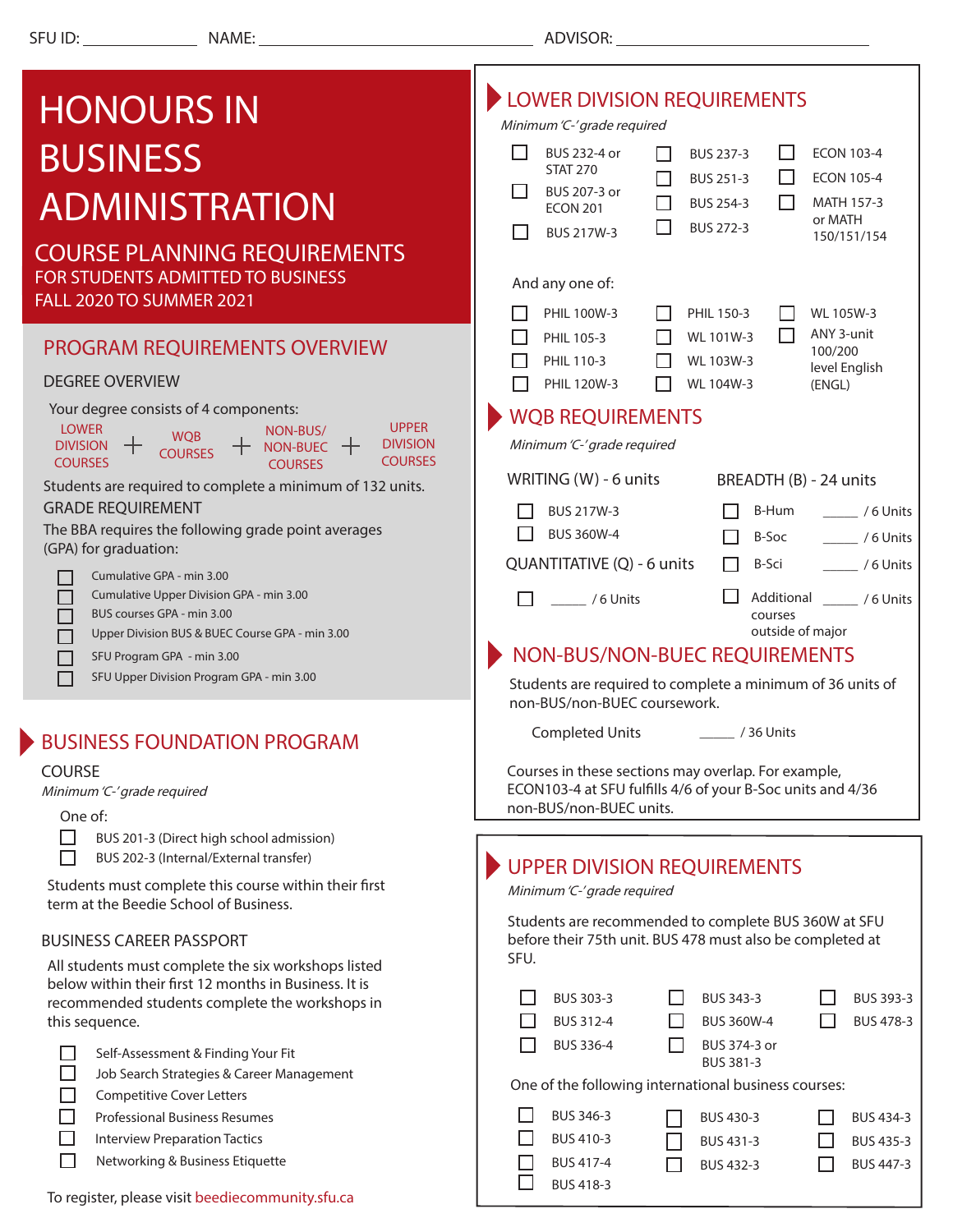SFU ID: ______________ NAME: ________________________________ ADVISOR: ____________________________

# HONOURS IN BUSINESS ADMINISTRATION

## COURSE PLANNING REQUIREMENTS

FOR STUDENTS ADMITTED TO BUSINESS
FALL 2020 TO SUMMER 2021

## PROGRAM REQUIREMENTS OVERVIEW

### DEGREE OVERVIEW

Your degree consists of 4 components:

LOWER DIVISION COURSES + WQB COURSES + NON-BUS/NON-BUEC COURSES + UPPER DIVISION COURSES

Students are required to complete a minimum of 132 units.

### GRADE REQUIREMENT

The BBA requires the following grade point averages (GPA) for graduation:

- ☐ Cumulative GPA - min 3.00
- ☐ Cumulative Upper Division GPA - min 3.00
- ☐ BUS courses GPA - min 3.00
- ☐ Upper Division BUS & BUEC Course GPA - min 3.00
- ☐ SFU Program GPA - min 3.00
- ☐ SFU Upper Division Program GPA - min 3.00

## BUSINESS FOUNDATION PROGRAM

### COURSE

*Minimum 'C-' grade required*

One of:

- ☐ BUS 201-3 (Direct high school admission)
- ☐ BUS 202-3 (Internal/External transfer)

Students must complete this course within their first term at the Beedie School of Business.

### BUSINESS CAREER PASSPORT

All students must complete the six workshops listed below within their first 12 months in Business. It is recommended students complete the workshops in this sequence.

- ☐ Self-Assessment & Finding Your Fit
- ☐ Job Search Strategies & Career Management
- ☐ Competitive Cover Letters
- ☐ Professional Business Resumes
- ☐ Interview Preparation Tactics
- ☐ Networking & Business Etiquette

To register, please visit beediecommunity.sfu.ca

## LOWER DIVISION REQUIREMENTS

*Minimum 'C-' grade required*

- ☐ BUS 232-4 or STAT 270
- ☐ BUS 207-3 or ECON 201
- ☐ BUS 217W-3
- ☐ BUS 237-3
- ☐ BUS 251-3
- ☐ BUS 254-3
- ☐ BUS 272-3
- ☐ ECON 103-4
- ☐ ECON 105-4
- ☐ MATH 157-3 or MATH 150/151/154

And any one of:

- ☐ PHIL 100W-3
- ☐ PHIL 105-3
- ☐ PHIL 110-3
- ☐ PHIL 120W-3
- ☐ PHIL 150-3
- ☐ WL 101W-3
- ☐ WL 103W-3
- ☐ WL 104W-3
- ☐ WL 105W-3
- ☐ ANY 3-unit 100/200 level English (ENGL)

## WQB REQUIREMENTS

*Minimum 'C-' grade required*

**WRITING (W) - 6 units**

- ☐ BUS 217W-3
- ☐ BUS 360W-4

**QUANTITATIVE (Q) - 6 units**

- ☐ _____ / 6 Units

**BREADTH (B) - 24 units**

- ☐ B-Hum _____ / 6 Units
- ☐ B-Soc _____ / 6 Units
- ☐ B-Sci _____ / 6 Units
- ☐ Additional courses outside of major _____ / 6 Units

## NON-BUS/NON-BUEC REQUIREMENTS

Students are required to complete a minimum of 36 units of non-BUS/non-BUEC coursework.

Completed Units _____ / 36 Units

Courses in these sections may overlap. For example, ECON103-4 at SFU fulfills 4/6 of your B-Soc units and 4/36 non-BUS/non-BUEC units.

## UPPER DIVISION REQUIREMENTS

*Minimum 'C-' grade required*

Students are recommended to complete BUS 360W at SFU before their 75th unit. BUS 478 must also be completed at SFU.

- ☐ BUS 303-3
- ☐ BUS 312-4
- ☐ BUS 336-4
- ☐ BUS 343-3
- ☐ BUS 360W-4
- ☐ BUS 374-3 or BUS 381-3
- ☐ BUS 393-3
- ☐ BUS 478-3

One of the following international business courses:

- ☐ BUS 346-3
- ☐ BUS 410-3
- ☐ BUS 417-4
- ☐ BUS 418-3
- ☐ BUS 430-3
- ☐ BUS 431-3
- ☐ BUS 432-3
- ☐ BUS 434-3
- ☐ BUS 435-3
- ☐ BUS 447-3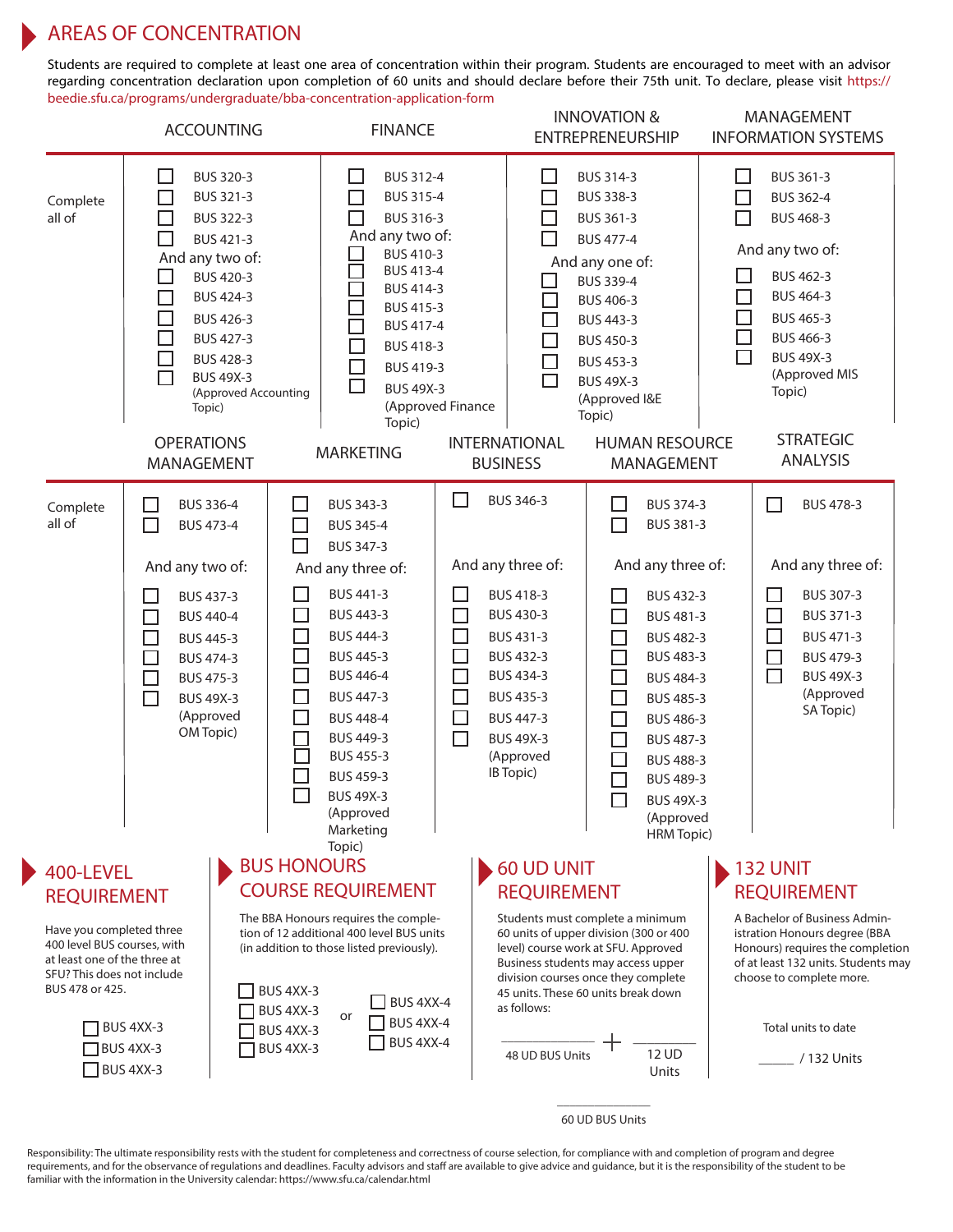## AREAS OF CONCENTRATION

Students are required to complete at least one area of concentration within their program. Students are encouraged to meet with an advisor regarding concentration declaration upon completion of 60 units and should declare before their 75th unit. To declare, please visit https://beedie.sfu.ca/programs/undergraduate/bba-concentration-application-form

| | ACCOUNTING | FINANCE | INNOVATION & ENTREPRENEURSHIP | MANAGEMENT INFORMATION SYSTEMS |
|---|---|---|---|---|
| Complete all of | ☐ BUS 320-3<br>☐ BUS 321-3<br>☐ BUS 322-3<br>☐ BUS 421-3<br>And any two of:<br>☐ BUS 420-3<br>☐ BUS 424-3<br>☐ BUS 426-3<br>☐ BUS 427-3<br>☐ BUS 428-3<br>☐ BUS 49X-3 (Approved Accounting Topic) | ☐ BUS 312-4<br>☐ BUS 315-4<br>☐ BUS 316-3<br>And any two of:<br>☐ BUS 410-3<br>☐ BUS 413-4<br>☐ BUS 414-3<br>☐ BUS 415-3<br>☐ BUS 417-4<br>☐ BUS 418-3<br>☐ BUS 419-3<br>☐ BUS 49X-3 (Approved Finance Topic) | ☐ BUS 314-3<br>☐ BUS 338-3<br>☐ BUS 361-3<br>☐ BUS 477-4<br>And any one of:<br>☐ BUS 339-4<br>☐ BUS 406-3<br>☐ BUS 443-3<br>☐ BUS 450-3<br>☐ BUS 453-3<br>☐ BUS 49X-3 (Approved I&E Topic) | ☐ BUS 361-3<br>☐ BUS 362-4<br>☐ BUS 468-3<br>And any two of:<br>☐ BUS 462-3<br>☐ BUS 464-3<br>☐ BUS 465-3<br>☐ BUS 466-3<br>☐ BUS 49X-3 (Approved MIS Topic) |

| | OPERATIONS MANAGEMENT | MARKETING | INTERNATIONAL BUSINESS | HUMAN RESOURCE MANAGEMENT | STRATEGIC ANALYSIS |
|---|---|---|---|---|---|
| Complete all of | ☐ BUS 336-4<br>☐ BUS 473-4<br>And any two of:<br>☐ BUS 437-3<br>☐ BUS 440-4<br>☐ BUS 445-3<br>☐ BUS 474-3<br>☐ BUS 475-3<br>☐ BUS 49X-3 (Approved OM Topic) | ☐ BUS 343-3<br>☐ BUS 345-4<br>☐ BUS 347-3<br>And any three of:<br>☐ BUS 441-3<br>☐ BUS 443-3<br>☐ BUS 444-3<br>☐ BUS 445-3<br>☐ BUS 446-4<br>☐ BUS 447-3<br>☐ BUS 448-4<br>☐ BUS 449-3<br>☐ BUS 455-3<br>☐ BUS 459-3<br>☐ BUS 49X-3 (Approved Marketing Topic) | ☐ BUS 346-3<br>And any three of:<br>☐ BUS 418-3<br>☐ BUS 430-3<br>☐ BUS 431-3<br>☐ BUS 432-3<br>☐ BUS 434-3<br>☐ BUS 435-3<br>☐ BUS 447-3<br>☐ BUS 49X-3 (Approved IB Topic) | ☐ BUS 374-3<br>☐ BUS 381-3<br>And any three of:<br>☐ BUS 432-3<br>☐ BUS 481-3<br>☐ BUS 482-3<br>☐ BUS 483-3<br>☐ BUS 484-3<br>☐ BUS 485-3<br>☐ BUS 486-3<br>☐ BUS 487-3<br>☐ BUS 488-3<br>☐ BUS 489-3<br>☐ BUS 49X-3 (Approved HRM Topic) | ☐ BUS 478-3<br>And any three of:<br>☐ BUS 307-3<br>☐ BUS 371-3<br>☐ BUS 471-3<br>☐ BUS 479-3<br>☐ BUS 49X-3 (Approved SA Topic) |

## 400-LEVEL REQUIREMENT

Have you completed three 400 level BUS courses, with at least one of the three at SFU? This does not include BUS 478 or 425.

- ☐ BUS 4XX-3
- ☐ BUS 4XX-3
- ☐ BUS 4XX-3

## BUS HONOURS COURSE REQUIREMENT

The BBA Honours requires the completion of 12 additional 400 level BUS units (in addition to those listed previously).

- ☐ BUS 4XX-3
- ☐ BUS 4XX-3
- ☐ BUS 4XX-3
- ☐ BUS 4XX-3

or

- ☐ BUS 4XX-4
- ☐ BUS 4XX-4
- ☐ BUS 4XX-4

## 60 UD UNIT REQUIREMENT

Students must complete a minimum 60 units of upper division (300 or 400 level) course work at SFU. Approved Business students may access upper division courses once they complete 45 units. These 60 units break down as follows:

______ 48 UD BUS Units + ______ 12 UD Units

______ 60 UD BUS Units

## 132 UNIT REQUIREMENT

A Bachelor of Business Administration Honours degree (BBA Honours) requires the completion of at least 132 units. Students may choose to complete more.

Total units to date

______ / 132 Units

Responsibility: The ultimate responsibility rests with the student for completeness and correctness of course selection, for compliance with and completion of program and degree requirements, and for the observance of regulations and deadlines. Faculty advisors and staff are available to give advice and guidance, but it is the responsibility of the student to be familiar with the information in the University calendar: https://www.sfu.ca/calendar.html